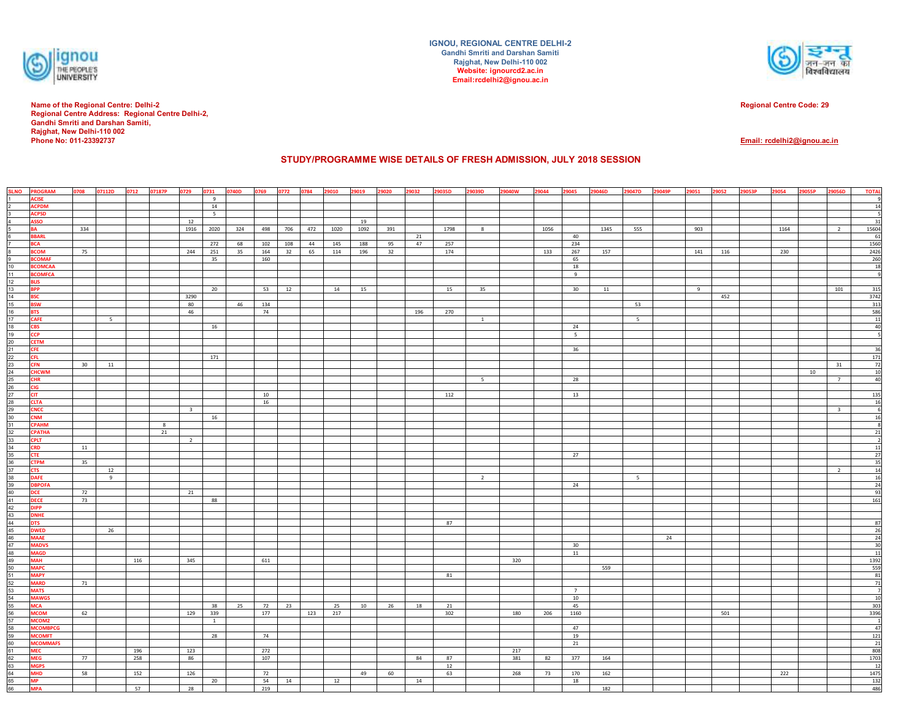**IGNOU, REGIONAL CENTRE DELHI-2**
**Gandhi Smriti and Darshan Samiti**
**Rajghat, New Delhi-110 002**
**Website: ignourcd2.ac.in**
**Email:rcdelhi2@ignou.ac.in**

**Name of the Regional Centre: Delhi-2**
**Regional Centre Address: Regional Centre Delhi-2,**
**Gandhi Smriti and Darshan Samiti,**
**Rajghat, New Delhi-110 002**
**Phone No: 011-23392737**

**Regional Centre Code: 29**

**Email: rcdelhi2@ignou.ac.in**

## STUDY/PROGRAMME WISE DETAILS OF FRESH ADMISSION, JULY 2018 SESSION

| SLNO | PROGRAM | 0708 | 07112D | 0712 | 07187P | 0729 | 0731 | 0740D | 0769 | 0772 | 0784 | 29010 | 29019 | 29020 | 29032 | 29035D | 29039D | 29040W | 29044 | 29045 | 29046D | 29047D | 29049P | 29051 | 29052 | 29053P | 29054 | 29055P | 29056D | TOTAL |
|---|---|---|---|---|---|---|---|---|---|---|---|---|---|---|---|---|---|---|---|---|---|---|---|---|---|---|---|---|---|---|
| 1 | ACISE | | | | | | 9 | | | | | | | | | | | | | | | | | | | | | | | 9 |
| 2 | ACPDM | | | | | | 14 | | | | | | | | | | | | | | | | | | | | | | | 14 |
| 3 | ACPSD | | | | | | 5 | | | | | | | | | | | | | | | | | | | | | | | 5 |
| 4 | ASSO | | | | | 12 | | | | | | | 19 | | | | | | | | | | | | | | | | | 31 |
| 5 | BA | 334 | | | | 1916 | 2020 | 324 | 498 | 706 | 472 | 1020 | 1092 | 391 | | 1798 | 8 | | 1056 | | 1345 | 555 | | 903 | | | 1164 | | 2 | 15604 |
| 6 | BBARL | | | | | | | | | | | | | | 21 | | | | | 40 | | | | | | | | | | 61 |
| 7 | BCA | | | | | | 272 | 68 | 102 | 108 | 44 | 145 | 188 | 95 | 47 | 257 | | | | 234 | | | | | | | | | | 1560 |
| 8 | BCOM | 75 | | | | 244 | 251 | 35 | 164 | 32 | 65 | 114 | 196 | 32 | | 174 | | | 133 | 267 | 157 | | | 141 | 116 | | 230 | | | 2426 |
| 9 | BCOMAF | | | | | | 35 | | 160 | | | | | | | | | | | 65 | | | | | | | | | | 260 |
| 10 | BCOMCAA | | | | | | | | | | | | | | | | | | | 18 | | | | | | | | | | 18 |
| 11 | BCOMFCA | | | | | | | | | | | | | | | | | | | 9 | | | | | | | | | | 9 |
| 12 | BLIS | | | | | | | | | | | | | | | | | | | | | | | | | | | | | |
| 13 | BPP | | | | | | 20 | | 53 | 12 | | 14 | 15 | | | 15 | 35 | | | 30 | 11 | | | 9 | | | | | 101 | 315 |
| 14 | BSC | | | | | 3290 | | | | | | | | | | | | | | | | | | | 452 | | | | | 3742 |
| 15 | BSW | | | | | 80 | | 46 | 134 | | | | | | | | | | | | | 53 | | | | | | | | 313 |
| 16 | BTS | | | | | 46 | | | 74 | | | | | | 196 | 270 | | | | | | | | | | | | | | 586 |
| 17 | CAFE | | 5 | | | | | | | | | | | | | | 1 | | | | | 5 | | | | | | | | 11 |
| 18 | CBS | | | | | | 16 | | | | | | | | | | | | | 24 | | | | | | | | | | 40 |
| 19 | CCP | | | | | | | | | | | | | | | | | | | 5 | | | | | | | | | | 5 |
| 20 | CETM | | | | | | | | | | | | | | | | | | | | | | | | | | | | | |
| 21 | CFE | | | | | | | | | | | | | | | | | | | 36 | | | | | | | | | | 36 |
| 22 | CFL | | | | | | 171 | | | | | | | | | | | | | | | | | | | | | | | 171 |
| 23 | CFN | 30 | 11 | | | | | | | | | | | | | | | | | | | | | | | | | | 31 | 72 |
| 24 | CHCWM | | | | | | | | | | | | | | | | | | | | | | | | | | | 10 | | 10 |
| 25 | CHR | | | | | | | | | | | | | | | | 5 | | | 28 | | | | | | | | | 7 | 40 |
| 26 | CIG | | | | | | | | | | | | | | | | | | | | | | | | | | | | | |
| 27 | CIT | | | | | | | | 10 | | | | | | | 112 | | | | 13 | | | | | | | | | | 135 |
| 28 | CLTA | | | | | | | | 16 | | | | | | | | | | | | | | | | | | | | | 16 |
| 29 | CNCC | | | | | 3 | | | | | | | | | | | | | | | | | | | | | | | 3 | 6 |
| 30 | CNM | | | | | | 16 | | | | | | | | | | | | | | | | | | | | | | | 16 |
| 31 | CPAHM | | | | 8 | | | | | | | | | | | | | | | | | | | | | | | | | 8 |
| 32 | CPATHA | | | | 21 | | | | | | | | | | | | | | | | | | | | | | | | | 21 |
| 33 | CPLT | | | | | 2 | | | | | | | | | | | | | | | | | | | | | | | | 2 |
| 34 | CRD | 11 | | | | | | | | | | | | | | | | | | | | | | | | | | | | 11 |
| 35 | CTE | | | | | | | | | | | | | | | | | | | 27 | | | | | | | | | | 27 |
| 36 | CTPM | 35 | | | | | | | | | | | | | | | | | | | | | | | | | | | | 35 |
| 37 | CTS | | 12 | | | | | | | | | | | | | | | | | | | | | | | | | | 2 | 14 |
| 38 | DAFE | | 9 | | | | | | | | | | | | | | 2 | | | | | 5 | | | | | | | | 16 |
| 39 | DBPOFA | | | | | | | | | | | | | | | | | | | 24 | | | | | | | | | | 24 |
| 40 | DCE | 72 | | | | 21 | | | | | | | | | | | | | | | | | | | | | | | | 93 |
| 41 | DECE | 73 | | | | | 88 | | | | | | | | | | | | | | | | | | | | | | | 161 |
| 42 | DIPP | | | | | | | | | | | | | | | | | | | | | | | | | | | | | |
| 43 | DNHE | | | | | | | | | | | | | | | | | | | | | | | | | | | | | |
| 44 | DTS | | | | | | | | | | | | | | | 87 | | | | | | | | | | | | | | 87 |
| 45 | DWED | | 26 | | | | | | | | | | | | | | | | | | | | | | | | | | | 26 |
| 46 | MAAE | | | | | | | | | | | | | | | | | | | | | | 24 | | | | | | | 24 |
| 47 | MADVS | | | | | | | | | | | | | | | | | | | 30 | | | | | | | | | | 30 |
| 48 | MAGD | | | | | | | | | | | | | | | | | | | 11 | | | | | | | | | | 11 |
| 49 | MAH | | | 116 | | 345 | | | 611 | | | | | | | | | 320 | | | | | | | | | | | | 1392 |
| 50 | MAPC | | | | | | | | | | | | | | | | | | | | 559 | | | | | | | | | 559 |
| 51 | MAPY | | | | | | | | | | | | | | | 81 | | | | | | | | | | | | | | 81 |
| 52 | MARD | 71 | | | | | | | | | | | | | | | | | | | | | | | | | | | | 71 |
| 53 | MATS | | | | | | | | | | | | | | | | | | | 7 | | | | | | | | | | 7 |
| 54 | MAWGS | | | | | | | | | | | | | | | | | | | 10 | | | | | | | | | | 10 |
| 55 | MCA | | | | | | 38 | 25 | 72 | 23 | | 25 | 10 | 26 | 18 | 21 | | | | 45 | | | | | | | | | | 303 |
| 56 | MCOM | 62 | | | | 129 | 339 | | 177 | | 123 | 217 | | | | 302 | | 180 | 206 | 1160 | | | | | 501 | | | | | 3396 |
| 57 | MCOM2 | | | | | | 1 | | | | | | | | | | | | | | | | | | | | | | | 1 |
| 58 | MCOMBPCG | | | | | | | | | | | | | | | | | | | 47 | | | | | | | | | | 47 |
| 59 | MCOMFT | | | | | | 28 | | 74 | | | | | | | | | | | 19 | | | | | | | | | | 121 |
| 60 | MCOMMAFS | | | | | | | | | | | | | | | | | | | 21 | | | | | | | | | | 21 |
| 61 | MEC | | | 196 | | 123 | | | 272 | | | | | | | | | 217 | | | | | | | | | | | | 808 |
| 62 | MEG | 77 | | 258 | | 86 | | | 107 | | | | | | 84 | 87 | | 381 | 82 | 377 | 164 | | | | | | | | | 1703 |
| 63 | MGPS | | | | | | | | | | | | | | | 12 | | | | | | | | | | | | | | 12 |
| 64 | MHD | 58 | | 152 | | 126 | | | 72 | | | | 49 | 60 | | 63 | | 268 | 73 | 170 | 162 | | | | | | 222 | | | 1475 |
| 65 | MP | | | | | | 20 | | 54 | 14 | | 12 | | | 14 | | | | | 18 | | | | | | | | | | 132 |
| 66 | MPA | | | 57 | | 28 | | | 219 | | | | | | | | | | | | 182 | | | | | | | | | 486 |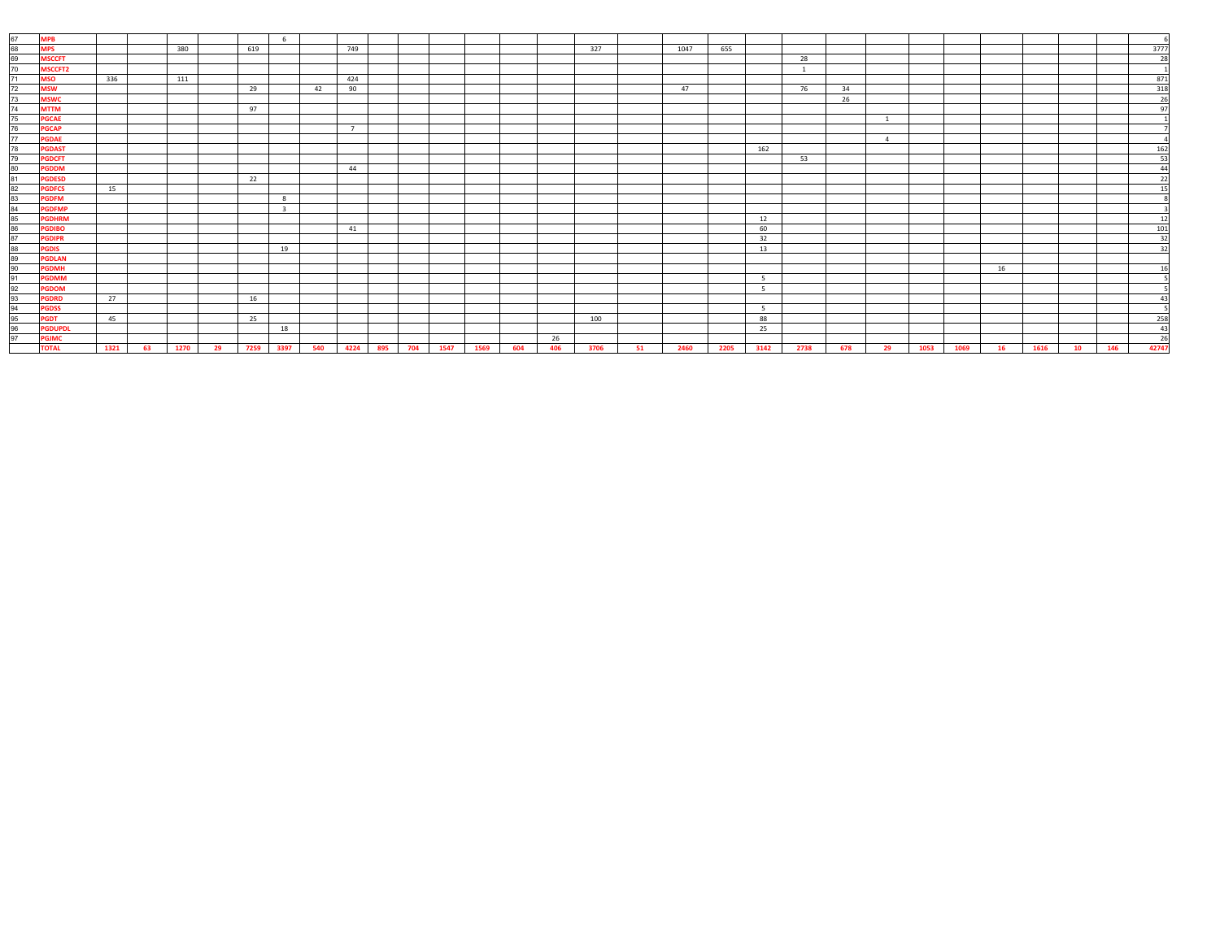| | | | | | | | | | | | | | | | | | | | | | | | | | | | | | | |
|---|---|---|---|---|---|---|---|---|---|---|---|---|---|---|---|---|---|---|---|---|---|---|---|---|---|---|---|---|---|---|
| 67 | **MPB** | | | | | | 6 | | | | | | | | | | | | | | | | | | | | | | | 6 |
| 68 | **MPS** | | | 380 | | 619 | | | 749 | | | | | | | 327 | | 1047 | 655 | | | | | | | | | | | 3777 |
| 69 | **MSCCFT** | | | | | | | | | | | | | | | | | | | | 28 | | | | | | | | | 28 |
| 70 | **MSCCFT2** | | | | | | | | | | | | | | | | | | | | 1 | | | | | | | | | 1 |
| 71 | **MSO** | 336 | | 111 | | | | | 424 | | | | | | | | | | | | | | | | | | | | | 871 |
| 72 | **MSW** | | | | | 29 | | 42 | 90 | | | | | | | | | 47 | | | 76 | 34 | | | | | | | | 318 |
| 73 | **MSWC** | | | | | | | | | | | | | | | | | | | | | 26 | | | | | | | | 26 |
| 74 | **MTTM** | | | | | 97 | | | | | | | | | | | | | | | | | | | | | | | | 97 |
| 75 | **PGCAE** | | | | | | | | | | | | | | | | | | | | | | 1 | | | | | | | 1 |
| 76 | **PGCAP** | | | | | | | | 7 | | | | | | | | | | | | | | | | | | | | | 7 |
| 77 | **PGDAE** | | | | | | | | | | | | | | | | | | | | | | 4 | | | | | | | 4 |
| 78 | **PGDAST** | | | | | | | | | | | | | | | | | | | 162 | | | | | | | | | | 162 |
| 79 | **PGDCFT** | | | | | | | | | | | | | | | | | | | | 53 | | | | | | | | | 53 |
| 80 | **PGDDM** | | | | | | | | 44 | | | | | | | | | | | | | | | | | | | | | 44 |
| 81 | **PGDESD** | | | | | 22 | | | | | | | | | | | | | | | | | | | | | | | | 22 |
| 82 | **PGDFCS** | 15 | | | | | | | | | | | | | | | | | | | | | | | | | | | | 15 |
| 83 | **PGDFM** | | | | | | 8 | | | | | | | | | | | | | | | | | | | | | | | 8 |
| 84 | **PGDFMP** | | | | | | 3 | | | | | | | | | | | | | | | | | | | | | | | 3 |
| 85 | **PGDHRM** | | | | | | | | | | | | | | | | | | | 12 | | | | | | | | | | 12 |
| 86 | **PGDIBO** | | | | | | | | 41 | | | | | | | | | | | 60 | | | | | | | | | | 101 |
| 87 | **PGDIPR** | | | | | | | | | | | | | | | | | | | 32 | | | | | | | | | | 32 |
| 88 | **PGDIS** | | | | | | 19 | | | | | | | | | | | | | 13 | | | | | | | | | | 32 |
| 89 | **PGDLAN** | | | | | | | | | | | | | | | | | | | | | | | | | | | | | |
| 90 | **PGDMH** | | | | | | | | | | | | | | | | | | | | | | | | | 16 | | | | 16 |
| 91 | **PGDMM** | | | | | | | | | | | | | | | | | | | 5 | | | | | | | | | | 5 |
| 92 | **PGDOM** | | | | | | | | | | | | | | | | | | | 5 | | | | | | | | | | 5 |
| 93 | **PGDRD** | 27 | | | | 16 | | | | | | | | | | | | | | | | | | | | | | | | 43 |
| 94 | **PGDSS** | | | | | | | | | | | | | | | | | | | 5 | | | | | | | | | | 5 |
| 95 | **PGDT** | 45 | | | | 25 | | | | | | | | | | 100 | | | | 88 | | | | | | | | | | 258 |
| 96 | **PGDUPDL** | | | | | | 18 | | | | | | | | | | | | | 25 | | | | | | | | | | 43 |
| 97 | **PGJMC** | | | | | | | | | | | | | | 26 | | | | | | | | | | | | | | | 26 |
| | **TOTAL** | **1321** | **63** | **1270** | **29** | **7259** | **3397** | **540** | **4224** | **895** | **704** | **1547** | **1569** | **604** | **406** | **3706** | **51** | **2460** | **2205** | **3142** | **2738** | **678** | **29** | **1053** | **1069** | **16** | **1616** | **10** | **146** | **42747** |